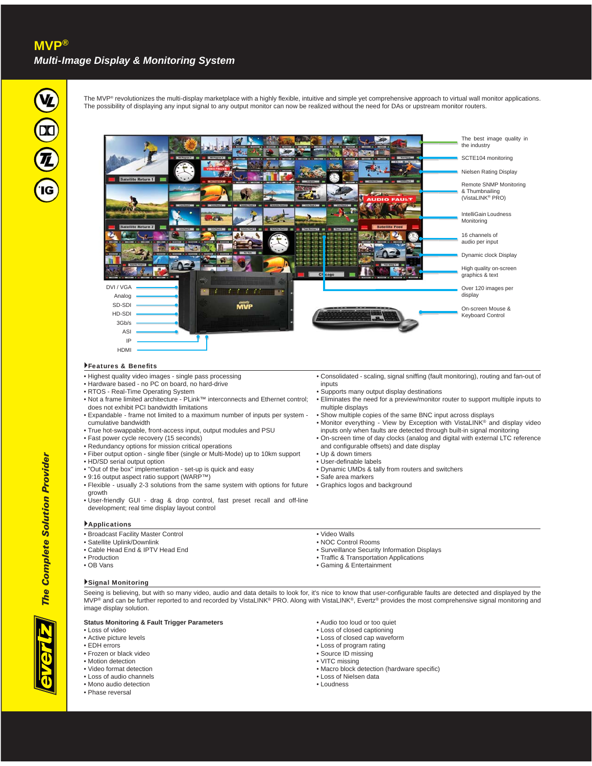# MVP®

## *Multi-Image Display & Monitoring System*

The MVP® revolutionizes the multi-display marketplace with a highly flexible, intuitive and simple yet comprehensive approach to virtual wall monitor applications. The possibility of displaying any input signal to any output monitor can now be realized without the need for DAs or upstream monitor routers.

- The best image quality in the industry
- SCTE104 monitoring
- Nielsen Rating Display
- Remote SNMP Monitoring & Thumbnailing (VistaLINK® PRO)
- IntelliGain Loudness Monitoring
- 16 channels of audio per input
- Dynamic clock Display
- High quality on-screen graphics & text
- Over 120 images per display
- On-screen Mouse & Keyboard Control

Inputs: DVI / VGA, Analog, SD-SDI, HD-SDI, 3Gb/s, ASI, IP, HDMI

### Features & Benefits

- Highest quality video images - single pass processing
- Hardware based - no PC on board, no hard-drive
- RTOS - Real-Time Operating System
- Not a frame limited architecture - PLink™ interconnects and Ethernet control; does not exhibit PCI bandwidth limitations
- Expandable - frame not limited to a maximum number of inputs per system - cumulative bandwidth
- True hot-swappable, front-access input, output modules and PSU
- Fast power cycle recovery (15 seconds)
- Redundancy options for mission critical operations
- Fiber output option - single fiber (single or Multi-Mode) up to 10km support
- HD/SD serial output option
- "Out of the box" implementation - set-up is quick and easy
- 9:16 output aspect ratio support (WARP™)
- Flexible - usually 2-3 solutions from the same system with options for future growth
- User-friendly GUI - drag & drop control, fast preset recall and off-line development; real time display layout control
- Consolidated - scaling, signal sniffing (fault monitoring), routing and fan-out of inputs
- Supports many output display destinations
- Eliminates the need for a preview/monitor router to support multiple inputs to multiple displays
- Show multiple copies of the same BNC input across displays
- Monitor everything - View by Exception with VistaLINK® and display video inputs only when faults are detected through built-in signal monitoring
- On-screen time of day clocks (analog and digital with external LTC reference and configurable offsets) and date display
- Up & down timers
- User-definable labels
- Dynamic UMDs & tally from routers and switchers
- Safe area markers
- Graphics logos and background

### Applications

- Broadcast Facility Master Control
- Satellite Uplink/Downlink
- Cable Head End & IPTV Head End
- Production
- OB Vans
- Video Walls
- NOC Control Rooms
- Surveillance Security Information Displays
- Traffic & Transportation Applications
- Gaming & Entertainment

### Signal Monitoring

Seeing is believing, but with so many video, audio and data details to look for, it's nice to know that user-configurable faults are detected and displayed by the MVP® and can be further reported to and recorded by VistaLINK® PRO. Along with VistaLINK®, Evertz® provides the most comprehensive signal monitoring and image display solution.

**Status Monitoring & Fault Trigger Parameters**

- Loss of video
- Active picture levels
- EDH errors
- Frozen or black video
- Motion detection
- Video format detection
- Loss of audio channels
- Mono audio detection
- Phase reversal
- Audio too loud or too quiet
- Loss of closed captioning
- Loss of closed cap waveform
- Loss of program rating
- Source ID missing
- VITC missing
- Macro block detection (hardware specific)
- Loss of Nielsen data
- Loudness

*The Complete Solution Provider*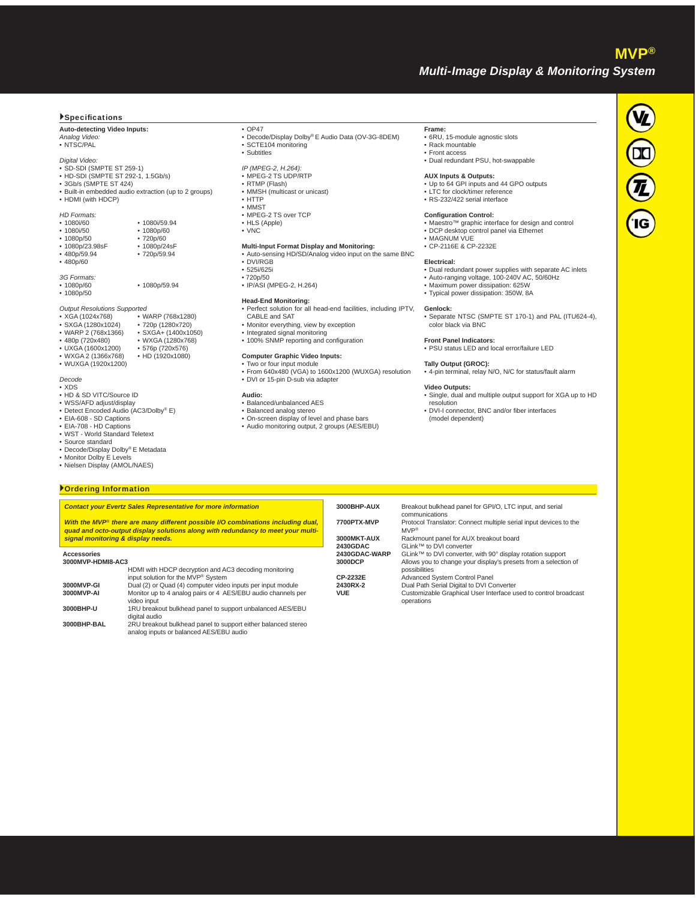# MVP®

## Multi-Image Display & Monitoring System

## Specifications

**Auto-detecting Video Inputs:**

*Analog Video:*
- NTSC/PAL

*Digital Video:*
- SD-SDI (SMPTE ST 259-1)
- HD-SDI (SMPTE ST 292-1, 1.5Gb/s)
- 3Gb/s (SMPTE ST 424)
- Built-in embedded audio extraction (up to 2 groups)
- HDMI (with HDCP)

*HD Formats:*
- 1080i/60
- 1080i/50
- 1080p/50
- 1080p/23.98sF
- 480p/59.94
- 480p/60
- 1080i/59.94
- 1080p/60
- 720p/60
- 1080p/24sF
- 720p/59.94

*3G Formats:*
- 1080p/60
- 1080p/50
- 1080p/59.94

*Output Resolutions Supported*
- XGA (1024x768)
- SXGA (1280x1024)
- WARP 2 (768x1366)
- 480p (720x480)
- UXGA (1600x1200)
- WXGA 2 (1366x768)
- WUXGA (1920x1200)
- WARP (768x1280)
- 720p (1280x720)
- SXGA+ (1400x1050)
- WXGA (1280x768)
- 576p (720x576)
- HD (1920x1080)

*Decode*
- XDS
- HD & SD VITC/Source ID
- WSS/AFD adjust/display
- Detect Encoded Audio (AC3/Dolby® E)
- EIA-608 - SD Captions
- EIA-708 - HD Captions
- WST - World Standard Teletext
- Source standard
- Decode/Display Dolby® E Metadata
- Monitor Dolby E Levels
- Nielsen Display (AMOL/NAES)
- OP47
- Decode/Display Dolby® E Audio Data (OV-3G-8DEM)
- SCTE104 monitoring
- Subtitles

*IP (MPEG-2, H.264):*
- MPEG-2 TS UDP/RTP
- RTMP (Flash)
- MMSH (multicast or unicast)
- HTTP
- MMST
- MPEG-2 TS over TCP
- HLS (Apple)
- VNC

**Multi-Input Format Display and Monitoring:**
- Auto-sensing HD/SD/Analog video input on the same BNC
- DVI/RGB
- 525i/625i
- 720p/50
- IP/ASI (MPEG-2, H.264)

**Head-End Monitoring:**
- Perfect solution for all head-end facilities, including IPTV, CABLE and SAT
- Monitor everything, view by exception
- Integrated signal monitoring
- 100% SNMP reporting and configuration

**Computer Graphic Video Inputs:**
- Two or four input module
- From 640x480 (VGA) to 1600x1200 (WUXGA) resolution
- DVI or 15-pin D-sub via adapter

**Audio:**
- Balanced/unbalanced AES
- Balanced analog stereo
- On-screen display of level and phase bars
- Audio monitoring output, 2 groups (AES/EBU)

**Frame:**
- 6RU, 15-module agnostic slots
- Rack mountable
- Front access
- Dual redundant PSU, hot-swappable

**AUX Inputs & Outputs:**
- Up to 64 GPI inputs and 44 GPO outputs
- LTC for clock/timer reference
- RS-232/422 serial interface

**Configuration Control:**
- Maestro™ graphic interface for design and control
- DCP desktop control panel via Ethernet
- MAGNUM VUE
- CP-2116E & CP-2232E

**Electrical:**
- Dual redundant power supplies with separate AC inlets
- Auto-ranging voltage, 100-240V AC, 50/60Hz
- Maximum power dissipation: 625W
- Typical power dissipation: 350W, 8A

**Genlock:**
- Separate NTSC (SMPTE ST 170-1) and PAL (ITU624-4), color black via BNC

**Front Panel Indicators:**
- PSU status LED and local error/failure LED

**Tally Output (GROC):**
- 4-pin terminal, relay N/O, N/C for status/fault alarm

**Video Outputs:**
- Single, dual and multiple output support for XGA up to HD resolution
- DVI-I connector, BNC and/or fiber interfaces (model dependent)

## Ordering Information

***Contact your Evertz Sales Representative for more information***

***With the MVP® there are many different possible I/O combinations including dual, quad and octo-output display solutions along with redundancy to meet your multi-signal monitoring & display needs.***

**Accessories**

| | |
|---|---|
| **3000MVP-HDMI8-AC3** | HDMI with HDCP decryption and AC3 decoding monitoring input solution for the MVP® System |
| **3000MVP-GI** | Dual (2) or Quad (4) computer video inputs per input module |
| **3000MVP-AI** | Monitor up to 4 analog pairs or 4 AES/EBU audio channels per video input |
| **3000BHP-U** | 1RU breakout bulkhead panel to support unbalanced AES/EBU digital audio |
| **3000BHP-BAL** | 2RU breakout bulkhead panel to support either balanced stereo analog inputs or balanced AES/EBU audio |
| **3000BHP-AUX** | Breakout bulkhead panel for GPI/O, LTC input, and serial communications |
| **7700PTX-MVP** | Protocol Translator: Connect multiple serial input devices to the MVP® |
| **3000MKT-AUX** | Rackmount panel for AUX breakout board |
| **2430GDAC** | GLink™ to DVI converter |
| **2430GDAC-WARP** | GLink™ to DVI converter, with 90° display rotation support |
| **3000DCP** | Allows you to change your display's presets from a selection of possibilities |
| **CP-2232E** | Advanced System Control Panel |
| **2430RX-2** | Dual Path Serial Digital to DVI Converter |
| **VUE** | Customizable Graphical User Interface used to control broadcast operations |